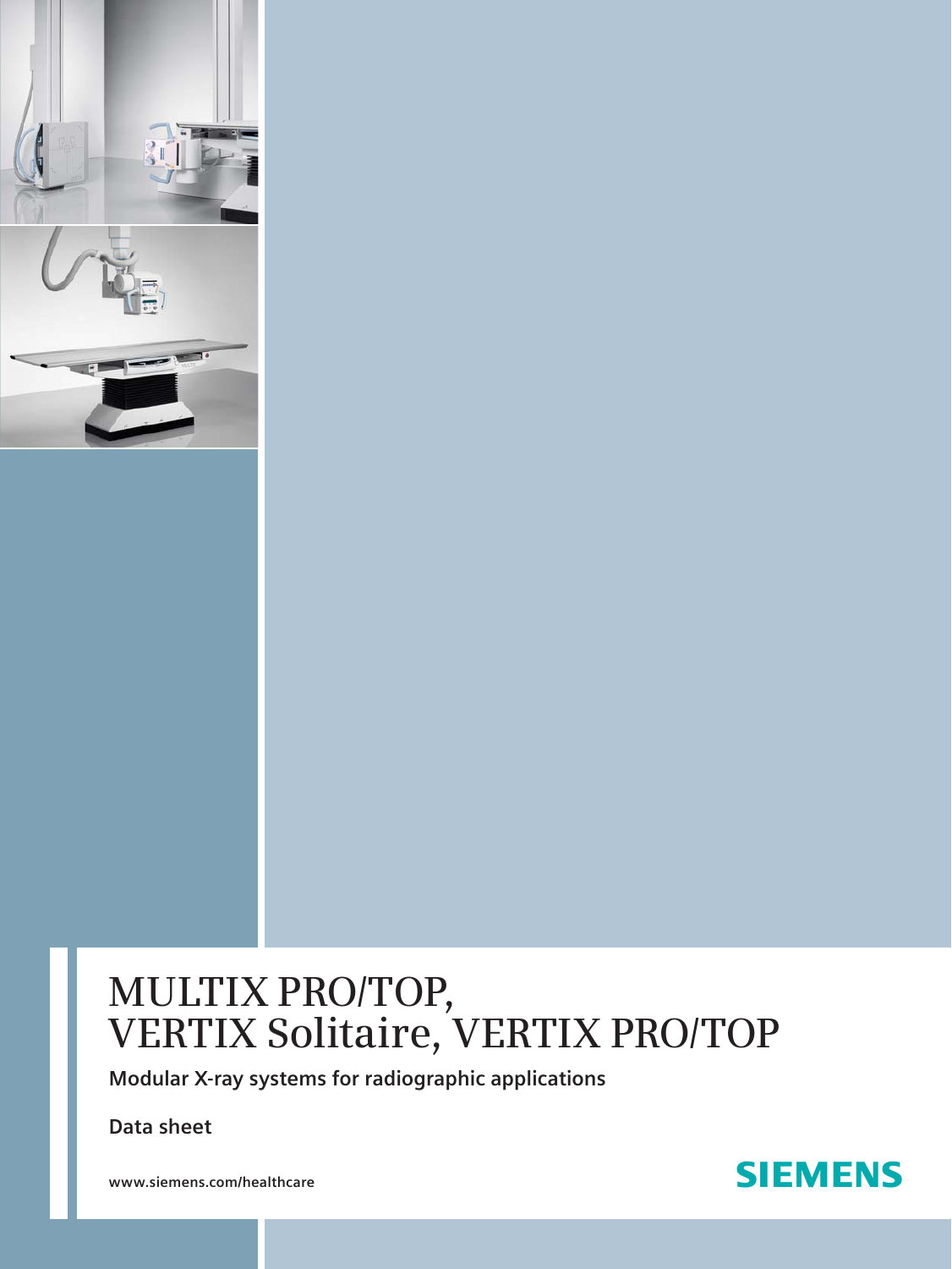# MULTIX PRO/TOP, VERTIX Solitaire, VERTIX PRO/TOP

**Modular X-ray systems for radiographic applications**

**Data sheet**

**www.siemens.com/healthcare**

SIEMENS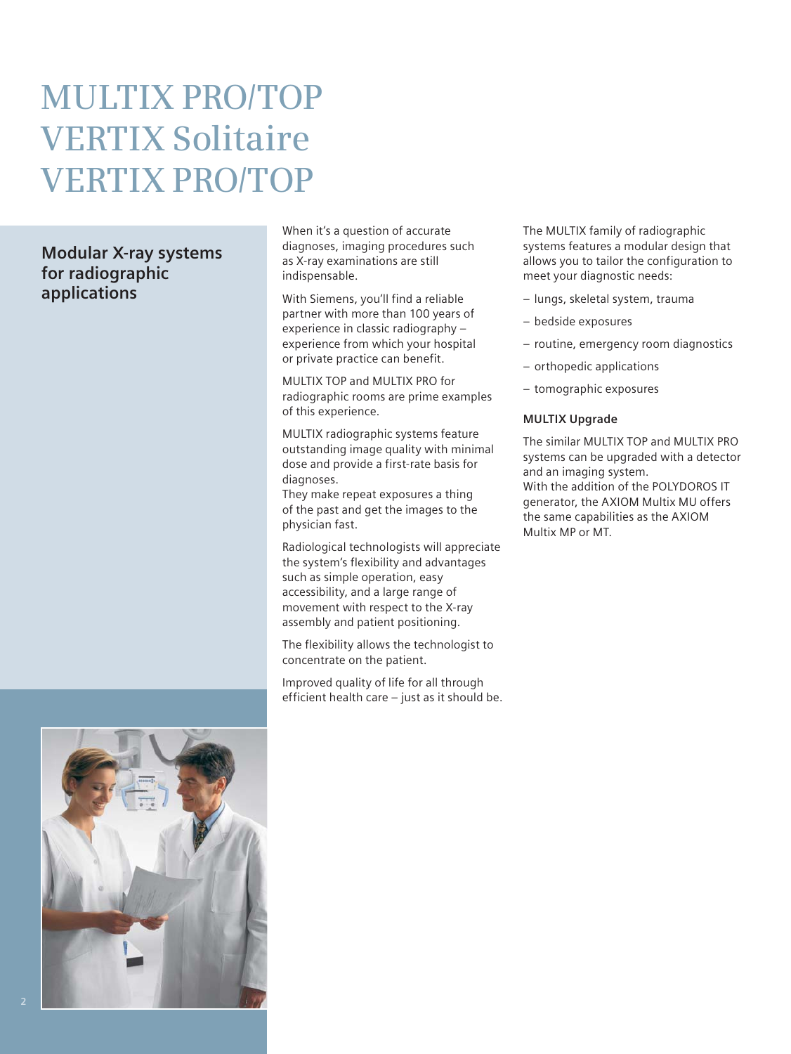# MULTIX PRO/TOP
# VERTIX Solitaire
# VERTIX PRO/TOP

## Modular X-ray systems for radiographic applications

When it's a question of accurate diagnoses, imaging procedures such as X-ray examinations are still indispensable.

With Siemens, you'll find a reliable partner with more than 100 years of experience in classic radiography – experience from which your hospital or private practice can benefit.

MULTIX TOP and MULTIX PRO for radiographic rooms are prime examples of this experience.

MULTIX radiographic systems feature outstanding image quality with minimal dose and provide a first-rate basis for diagnoses.
They make repeat exposures a thing of the past and get the images to the physician fast.

Radiological technologists will appreciate the system's flexibility and advantages such as simple operation, easy accessibility, and a large range of movement with respect to the X-ray assembly and patient positioning.

The flexibility allows the technologist to concentrate on the patient.

Improved quality of life for all through efficient health care – just as it should be.

The MULTIX family of radiographic systems features a modular design that allows you to tailor the configuration to meet your diagnostic needs:

- lungs, skeletal system, trauma
- bedside exposures
- routine, emergency room diagnostics
- orthopedic applications
- tomographic exposures

### MULTIX Upgrade

The similar MULTIX TOP and MULTIX PRO systems can be upgraded with a detector and an imaging system.
With the addition of the POLYDOROS IT generator, the AXIOM Multix MU offers the same capabilities as the AXIOM Multix MP or MT.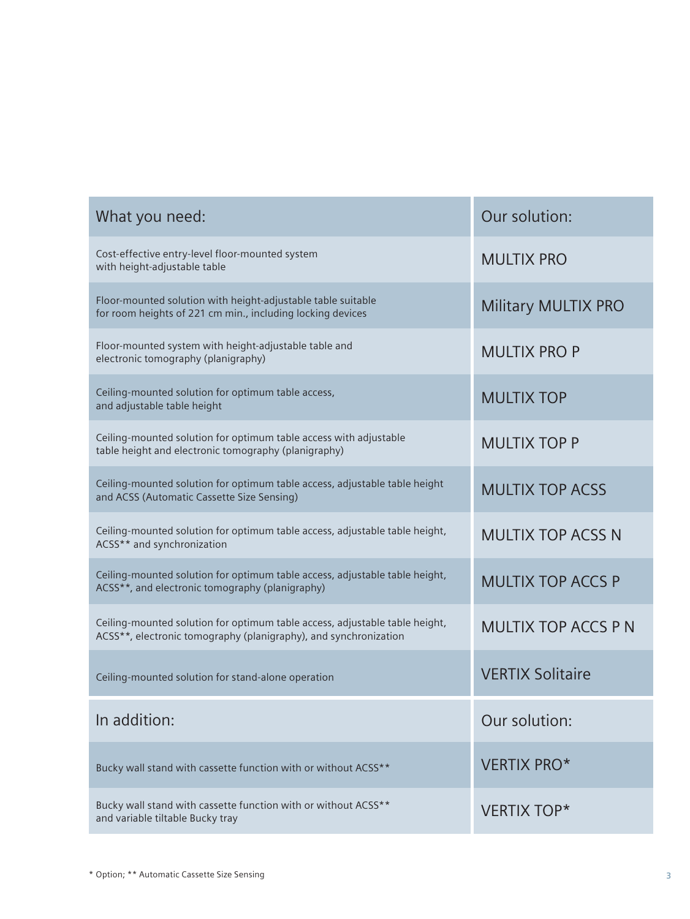| What you need: | Our solution: |
| --- | --- |
| Cost-effective entry-level floor-mounted system with height-adjustable table | MULTIX PRO |
| Floor-mounted solution with height-adjustable table suitable for room heights of 221 cm min., including locking devices | Military MULTIX PRO |
| Floor-mounted system with height-adjustable table and electronic tomography (planigraphy) | MULTIX PRO P |
| Ceiling-mounted solution for optimum table access, and adjustable table height | MULTIX TOP |
| Ceiling-mounted solution for optimum table access with adjustable table height and electronic tomography (planigraphy) | MULTIX TOP P |
| Ceiling-mounted solution for optimum table access, adjustable table height and ACSS (Automatic Cassette Size Sensing) | MULTIX TOP ACSS |
| Ceiling-mounted solution for optimum table access, adjustable table height, ACSS** and synchronization | MULTIX TOP ACSS N |
| Ceiling-mounted solution for optimum table access, adjustable table height, ACSS**, and electronic tomography (planigraphy) | MULTIX TOP ACCS P |
| Ceiling-mounted solution for optimum table access, adjustable table height, ACSS**, electronic tomography (planigraphy), and synchronization | MULTIX TOP ACCS P N |
| Ceiling-mounted solution for stand-alone operation | VERTIX Solitaire |
| **In addition:** | **Our solution:** |
| Bucky wall stand with cassette function with or without ACSS** | VERTIX PRO* |
| Bucky wall stand with cassette function with or without ACSS** and variable tiltable Bucky tray | VERTIX TOP* |

* Option; ** Automatic Cassette Size Sensing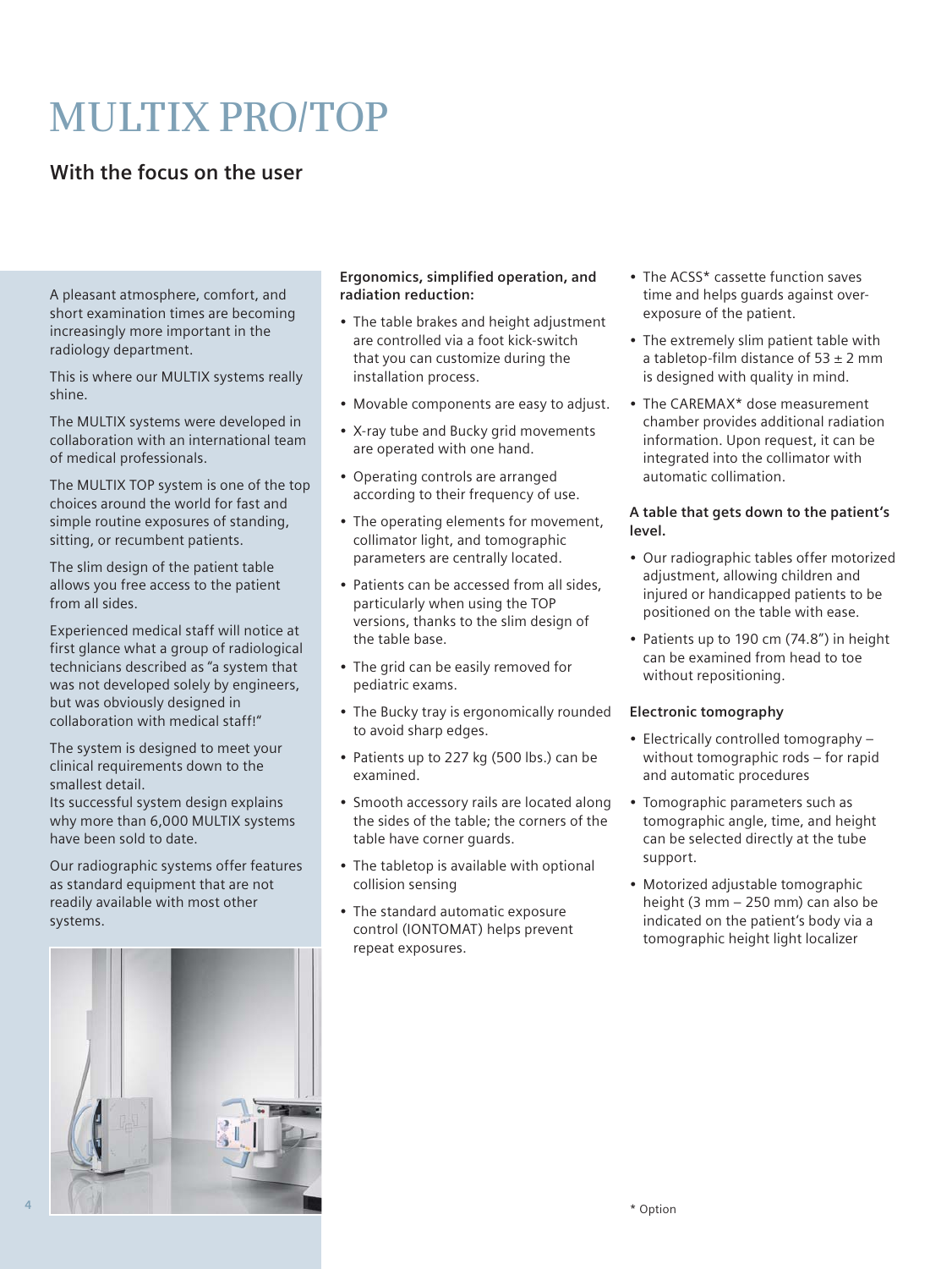# MULTIX PRO/TOP

## With the focus on the user

A pleasant atmosphere, comfort, and short examination times are becoming increasingly more important in the radiology department.

This is where our MULTIX systems really shine.

The MULTIX systems were developed in collaboration with an international team of medical professionals.

The MULTIX TOP system is one of the top choices around the world for fast and simple routine exposures of standing, sitting, or recumbent patients.

The slim design of the patient table allows you free access to the patient from all sides.

Experienced medical staff will notice at first glance what a group of radiological technicians described as "a system that was not developed solely by engineers, but was obviously designed in collaboration with medical staff!"

The system is designed to meet your clinical requirements down to the smallest detail.
Its successful system design explains why more than 6,000 MULTIX systems have been sold to date.

Our radiographic systems offer features as standard equipment that are not readily available with most other systems.

**Ergonomics, simplified operation, and radiation reduction:**

- The table brakes and height adjustment are controlled via a foot kick-switch that you can customize during the installation process.
- Movable components are easy to adjust.
- X-ray tube and Bucky grid movements are operated with one hand.
- Operating controls are arranged according to their frequency of use.
- The operating elements for movement, collimator light, and tomographic parameters are centrally located.
- Patients can be accessed from all sides, particularly when using the TOP versions, thanks to the slim design of the table base.
- The grid can be easily removed for pediatric exams.
- The Bucky tray is ergonomically rounded to avoid sharp edges.
- Patients up to 227 kg (500 lbs.) can be examined.
- Smooth accessory rails are located along the sides of the table; the corners of the table have corner guards.
- The tabletop is available with optional collision sensing
- The standard automatic exposure control (IONTOMAT) helps prevent repeat exposures.
- The ACSS* cassette function saves time and helps guards against over-exposure of the patient.
- The extremely slim patient table with a tabletop-film distance of 53 ± 2 mm is designed with quality in mind.
- The CAREMAX* dose measurement chamber provides additional radiation information. Upon request, it can be integrated into the collimator with automatic collimation.

**A table that gets down to the patient's level.**

- Our radiographic tables offer motorized adjustment, allowing children and injured or handicapped patients to be positioned on the table with ease.
- Patients up to 190 cm (74.8") in height can be examined from head to toe without repositioning.

**Electronic tomography**

- Electrically controlled tomography – without tomographic rods – for rapid and automatic procedures
- Tomographic parameters such as tomographic angle, time, and height can be selected directly at the tube support.
- Motorized adjustable tomographic height (3 mm – 250 mm) can also be indicated on the patient's body via a tomographic height light localizer

\* Option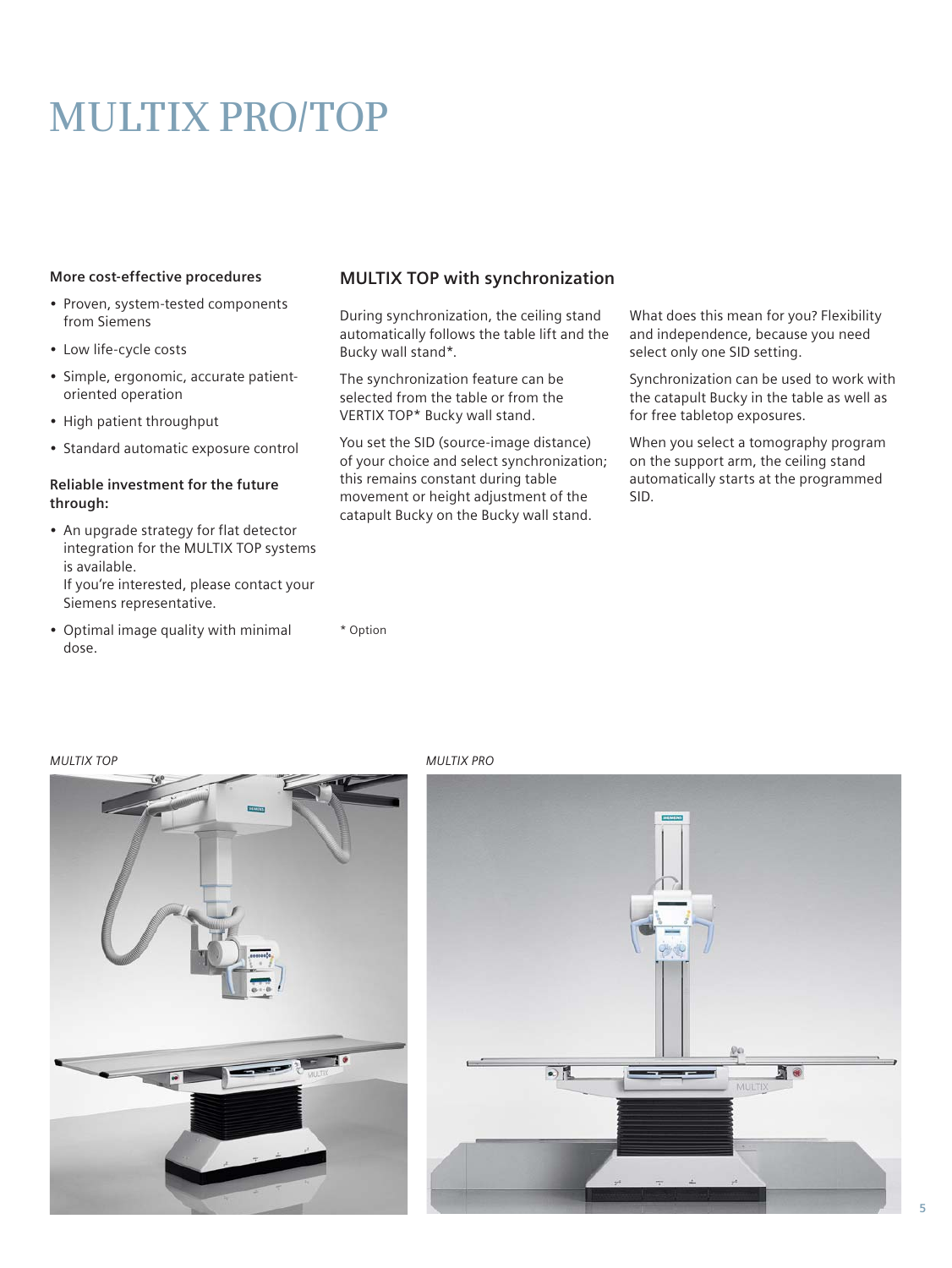# MULTIX PRO/TOP

**More cost-effective procedures**

- Proven, system-tested components from Siemens
- Low life-cycle costs
- Simple, ergonomic, accurate patient-oriented operation
- High patient throughput
- Standard automatic exposure control

**Reliable investment for the future through:**

- An upgrade strategy for flat detector integration for the MULTIX TOP systems is available.
  If you're interested, please contact your Siemens representative.
- Optimal image quality with minimal dose.

## MULTIX TOP with synchronization

During synchronization, the ceiling stand automatically follows the table lift and the Bucky wall stand*.

The synchronization feature can be selected from the table or from the VERTIX TOP* Bucky wall stand.

You set the SID (source-image distance) of your choice and select synchronization; this remains constant during table movement or height adjustment of the catapult Bucky on the Bucky wall stand.

What does this mean for you? Flexibility and independence, because you need select only one SID setting.

Synchronization can be used to work with the catapult Bucky in the table as well as for free tabletop exposures.

When you select a tomography program on the support arm, the ceiling stand automatically starts at the programmed SID.

* Option

*MULTIX TOP*

*MULTIX PRO*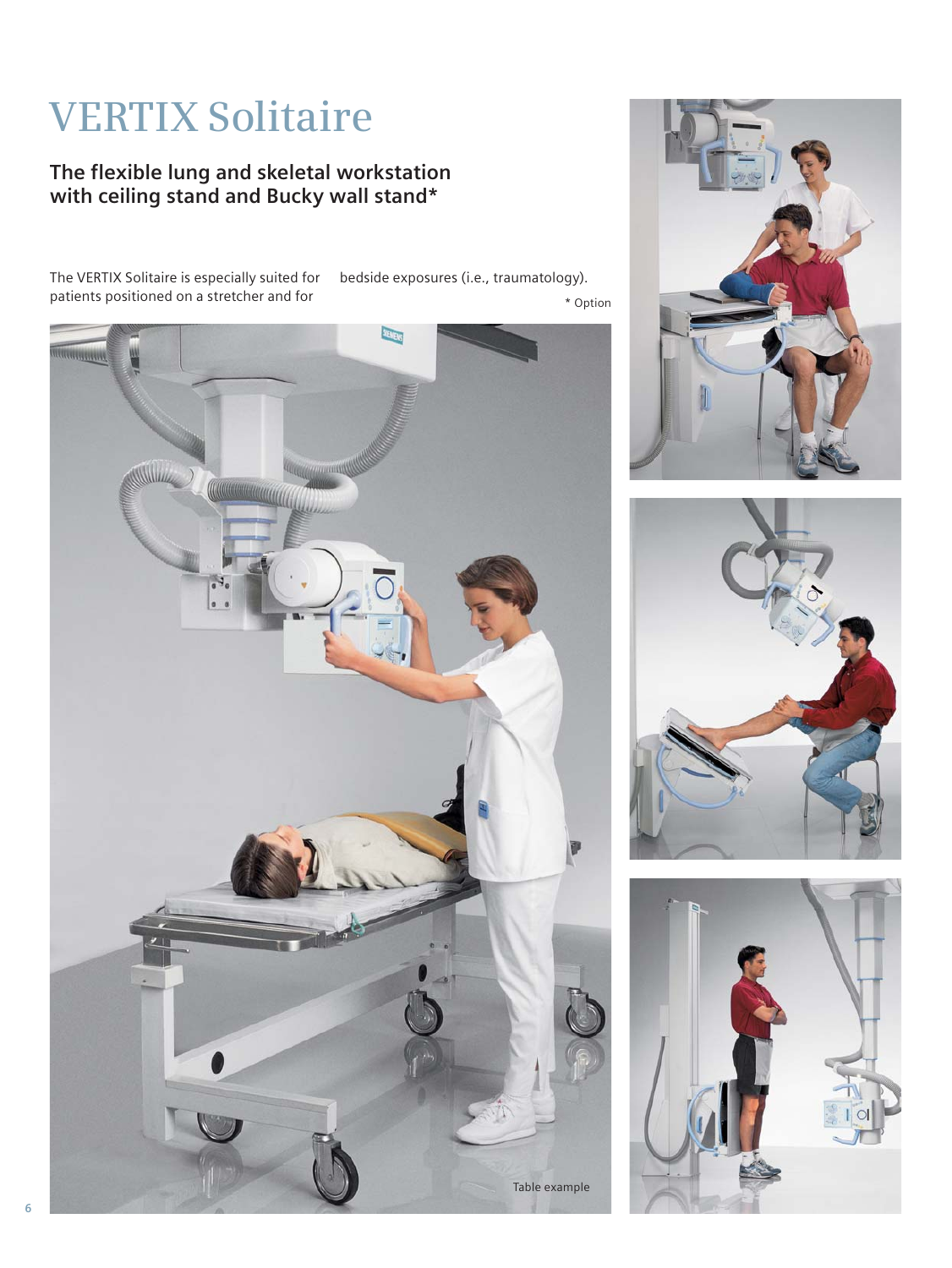# VERTIX Solitaire

## The flexible lung and skeletal workstation with ceiling stand and Bucky wall stand*

The VERTIX Solitaire is especially suited for patients positioned on a stretcher and for bedside exposures (i.e., traumatology).

\* Option

Table example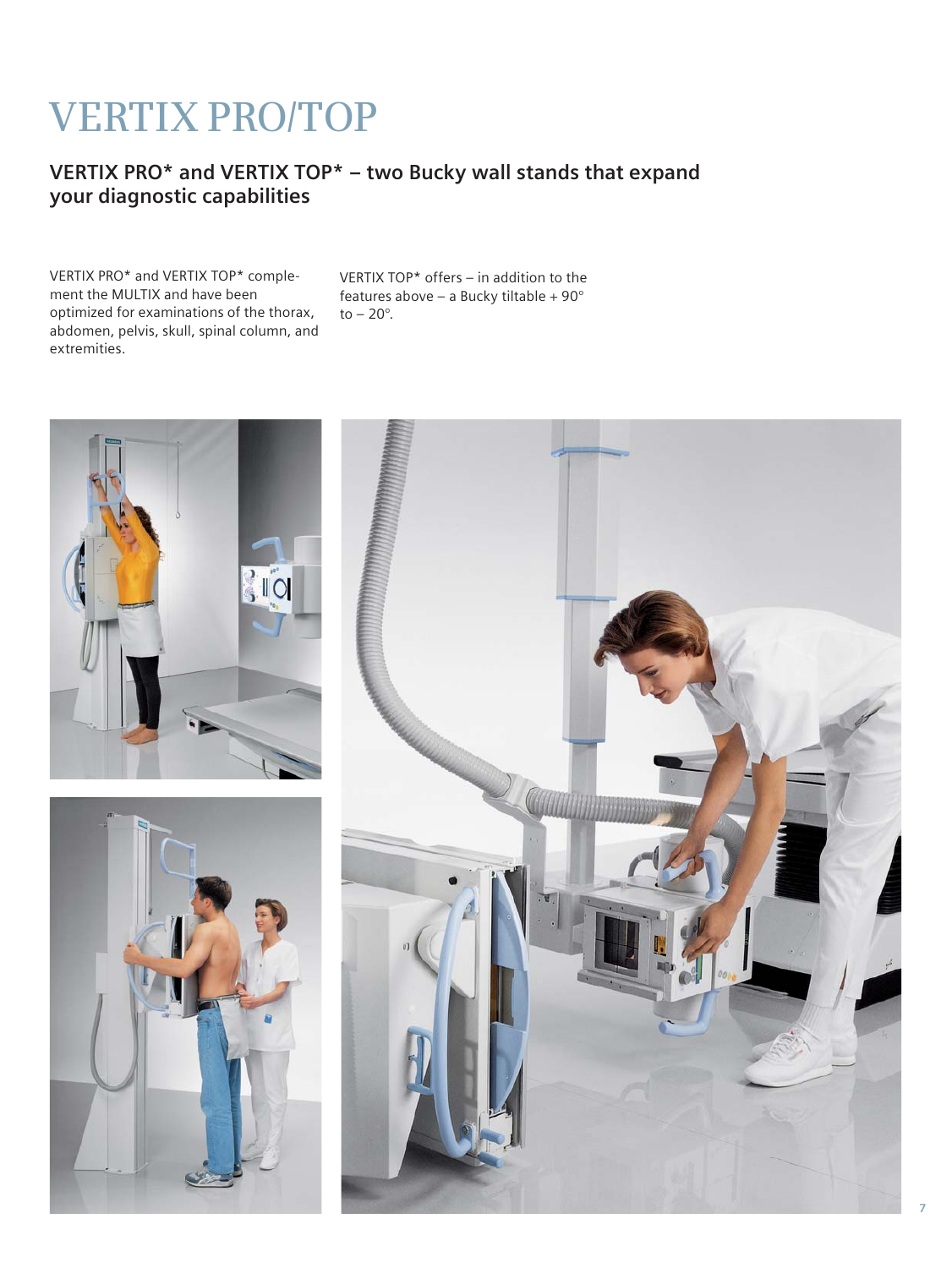# VERTIX PRO/TOP

## VERTIX PRO* and VERTIX TOP* – two Bucky wall stands that expand your diagnostic capabilities

VERTIX PRO* and VERTIX TOP* complement the MULTIX and have been optimized for examinations of the thorax, abdomen, pelvis, skull, spinal column, and extremities.

VERTIX TOP* offers – in addition to the features above – a Bucky tiltable + 90° to – 20°.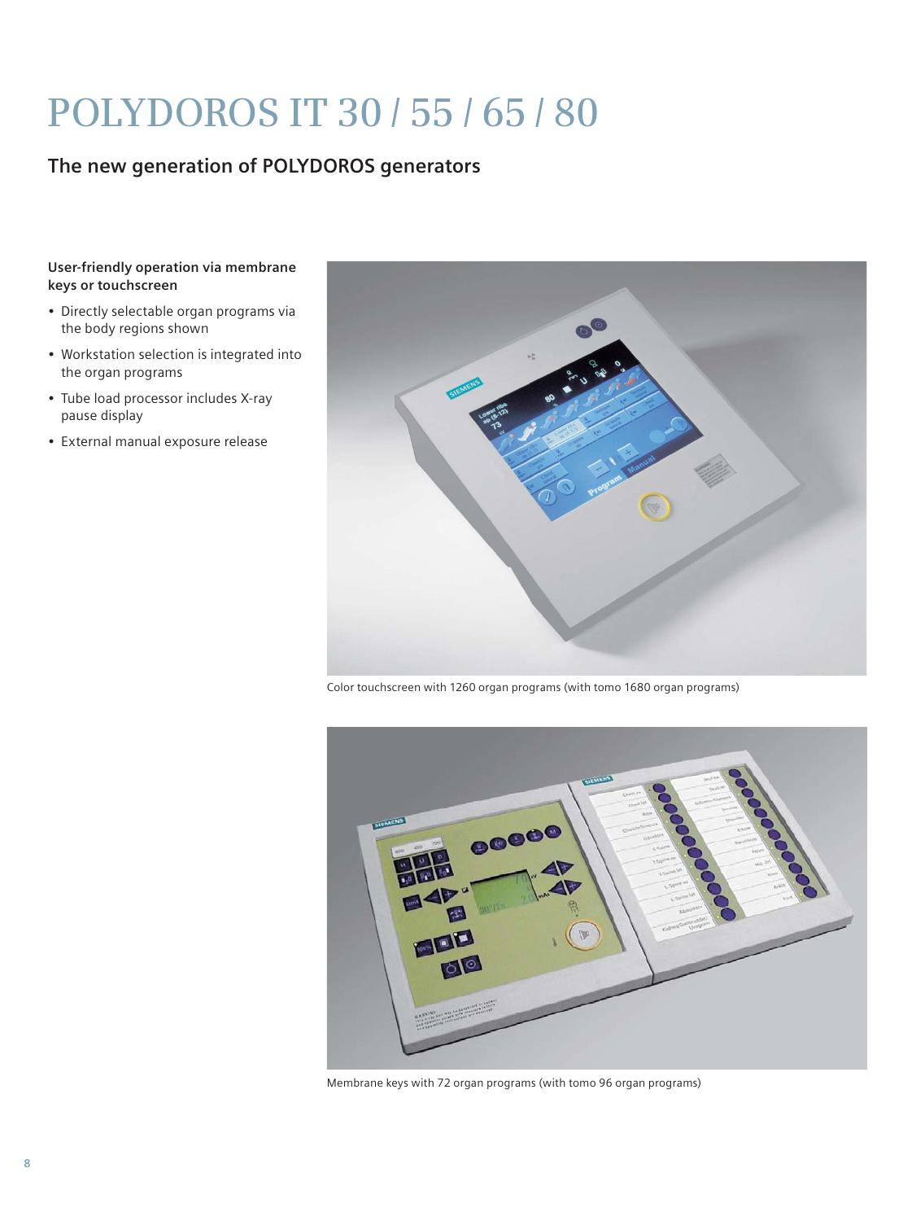# POLYDOROS IT 30 / 55 / 65 / 80

## The new generation of POLYDOROS generators

**User-friendly operation via membrane keys or touchscreen**

- Directly selectable organ programs via the body regions shown
- Workstation selection is integrated into the organ programs
- Tube load processor includes X-ray pause display
- External manual exposure release

Color touchscreen with 1260 organ programs (with tomo 1680 organ programs)

Membrane keys with 72 organ programs (with tomo 96 organ programs)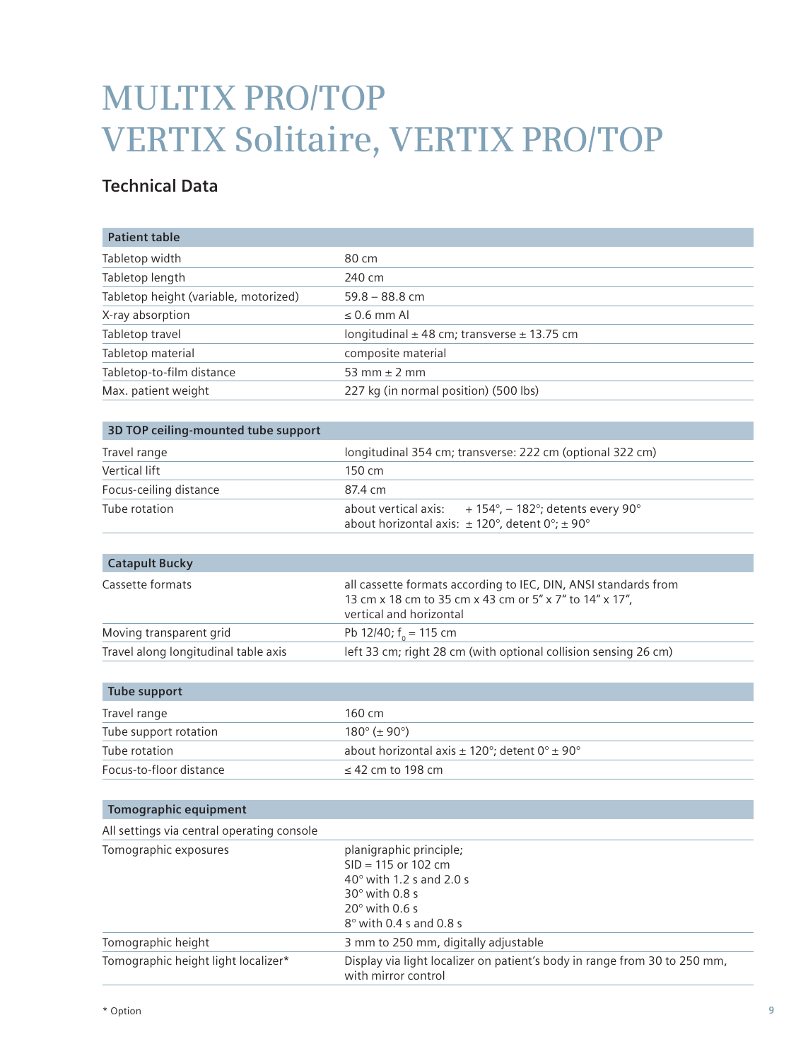# MULTIX PRO/TOP
# VERTIX Solitaire, VERTIX PRO/TOP

## Technical Data

| Patient table | |
|---|---|
| Tabletop width | 80 cm |
| Tabletop length | 240 cm |
| Tabletop height (variable, motorized) | 59.8 – 88.8 cm |
| X-ray absorption | ≤ 0.6 mm Al |
| Tabletop travel | longitudinal ± 48 cm; transverse ± 13.75 cm |
| Tabletop material | composite material |
| Tabletop-to-film distance | 53 mm ± 2 mm |
| Max. patient weight | 227 kg (in normal position) (500 lbs) |

| 3D TOP ceiling-mounted tube support | |
|---|---|
| Travel range | longitudinal 354 cm; transverse: 222 cm (optional 322 cm) |
| Vertical lift | 150 cm |
| Focus-ceiling distance | 87.4 cm |
| Tube rotation | about vertical axis: + 154°, – 182°; detents every 90°<br>about horizontal axis: ± 120°, detent 0°; ± 90° |

| Catapult Bucky | |
|---|---|
| Cassette formats | all cassette formats according to IEC, DIN, ANSI standards from 13 cm x 18 cm to 35 cm x 43 cm or 5" x 7" to 14" x 17", vertical and horizontal |
| Moving transparent grid | Pb 12/40; $f_0$ = 115 cm |
| Travel along longitudinal table axis | left 33 cm; right 28 cm (with optional collision sensing 26 cm) |

| Tube support | |
|---|---|
| Travel range | 160 cm |
| Tube support rotation | 180° (± 90°) |
| Tube rotation | about horizontal axis ± 120°; detent 0° ± 90° |
| Focus-to-floor distance | ≤ 42 cm to 198 cm |

| Tomographic equipment | |
|---|---|
| All settings via central operating console | |
| Tomographic exposures | planigraphic principle;<br>SID = 115 or 102 cm<br>40° with 1.2 s and 2.0 s<br>30° with 0.8 s<br>20° with 0.6 s<br>8° with 0.4 s and 0.8 s |
| Tomographic height | 3 mm to 250 mm, digitally adjustable |
| Tomographic height light localizer* | Display via light localizer on patient's body in range from 30 to 250 mm, with mirror control |

\* Option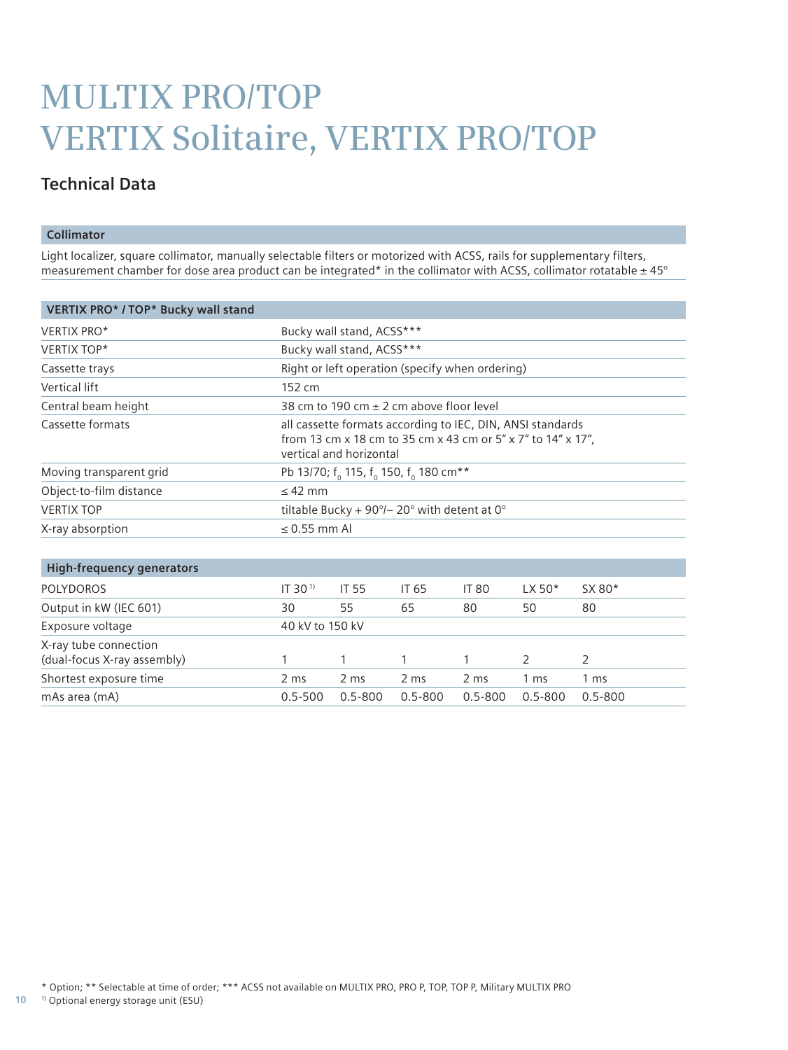# MULTIX PRO/TOP
# VERTIX Solitaire, VERTIX PRO/TOP

## Technical Data

### Collimator

Light localizer, square collimator, manually selectable filters or motorized with ACSS, rails for supplementary filters, measurement chamber for dose area product can be integrated* in the collimator with ACSS, collimator rotatable ± 45°

| VERTIX PRO* / TOP* Bucky wall stand | |
|---|---|
| VERTIX PRO* | Bucky wall stand, ACSS*** |
| VERTIX TOP* | Bucky wall stand, ACSS*** |
| Cassette trays | Right or left operation (specify when ordering) |
| Vertical lift | 152 cm |
| Central beam height | 38 cm to 190 cm ± 2 cm above floor level |
| Cassette formats | all cassette formats according to IEC, DIN, ANSI standards from 13 cm x 18 cm to 35 cm x 43 cm or 5" x 7" to 14" x 17", vertical and horizontal |
| Moving transparent grid | Pb 13/70; $f_0$ 115, $f_0$ 150, $f_0$ 180 cm** |
| Object-to-film distance | ≤ 42 mm |
| VERTIX TOP | tiltable Bucky + 90°/– 20° with detent at 0° |
| X-ray absorption | ≤ 0.55 mm Al |

| High-frequency generators | | | | | | |
|---|---|---|---|---|---|---|
| POLYDOROS | IT 30 [1] | IT 55 | IT 65 | IT 80 | LX 50* | SX 80* |
| Output in kW (IEC 601) | 30 | 55 | 65 | 80 | 50 | 80 |
| Exposure voltage | 40 kV to 150 kV | | | | | |
| X-ray tube connection (dual-focus X-ray assembly) | 1 | 1 | 1 | 1 | 2 | 2 |
| Shortest exposure time | 2 ms | 2 ms | 2 ms | 2 ms | 1 ms | 1 ms |
| mAs area (mA) | 0.5-500 | 0.5-800 | 0.5-800 | 0.5-800 | 0.5-800 | 0.5-800 |

* Option; ** Selectable at time of order; *** ACSS not available on MULTIX PRO, PRO P, TOP, TOP P, Military MULTIX PRO

[1] Optional energy storage unit (ESU)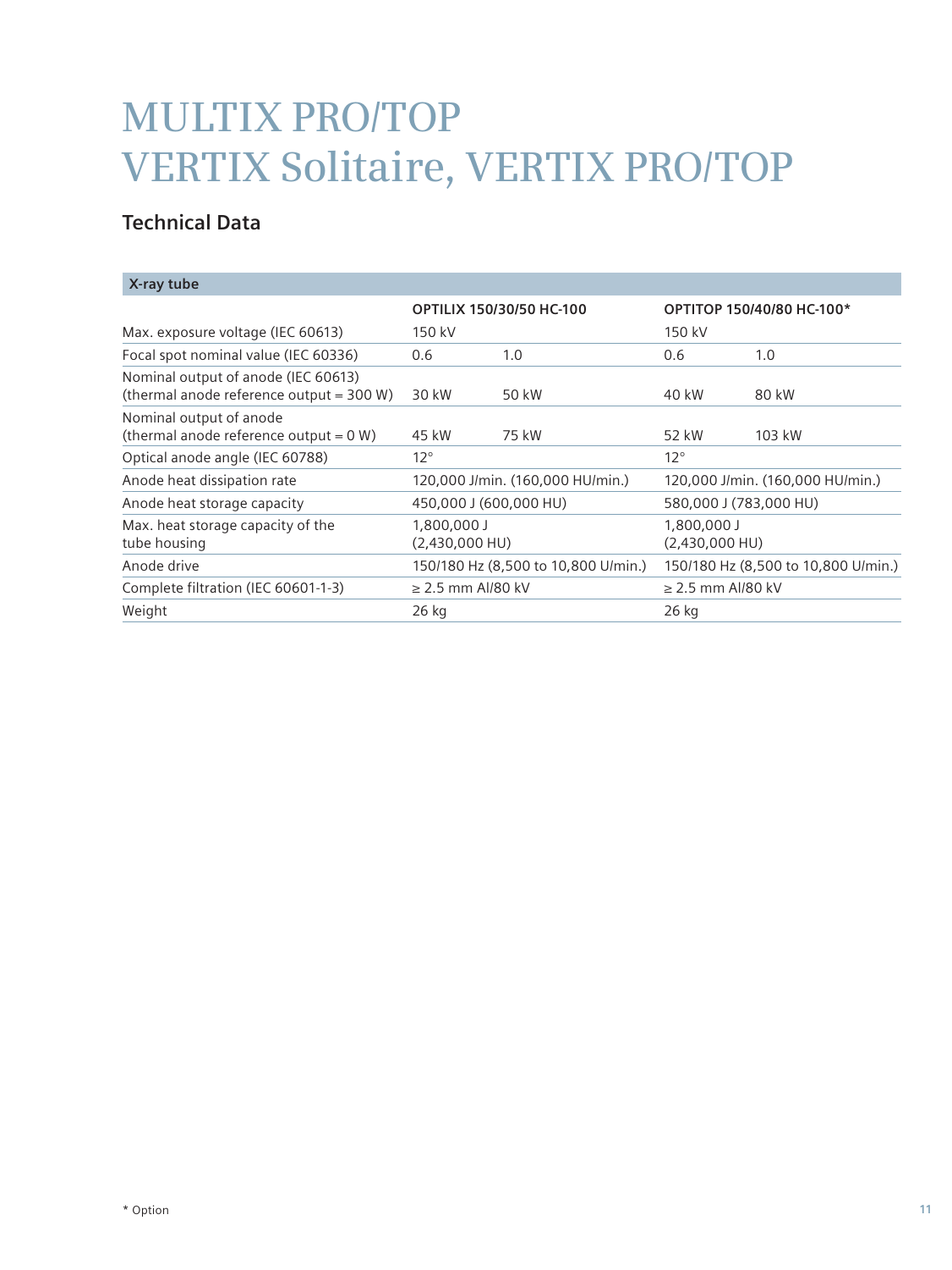# MULTIX PRO/TOP
# VERTIX Solitaire, VERTIX PRO/TOP

## Technical Data

| X-ray tube | | | | |
|---|---|---|---|---|
| | **OPTILIX 150/30/50 HC-100** | | **OPTITOP 150/40/80 HC-100*** | |
| Max. exposure voltage (IEC 60613) | 150 kV | | 150 kV | |
| Focal spot nominal value (IEC 60336) | 0.6 | 1.0 | 0.6 | 1.0 |
| Nominal output of anode (IEC 60613) (thermal anode reference output = 300 W) | 30 kW | 50 kW | 40 kW | 80 kW |
| Nominal output of anode (thermal anode reference output = 0 W) | 45 kW | 75 kW | 52 kW | 103 kW |
| Optical anode angle (IEC 60788) | 12° | | 12° | |
| Anode heat dissipation rate | 120,000 J/min. (160,000 HU/min.) | | 120,000 J/min. (160,000 HU/min.) | |
| Anode heat storage capacity | 450,000 J (600,000 HU) | | 580,000 J (783,000 HU) | |
| Max. heat storage capacity of the tube housing | 1,800,000 J (2,430,000 HU) | | 1,800,000 J (2,430,000 HU) | |
| Anode drive | 150/180 Hz (8,500 to 10,800 U/min.) | | 150/180 Hz (8,500 to 10,800 U/min.) | |
| Complete filtration (IEC 60601-1-3) | ≥ 2.5 mm Al/80 kV | | ≥ 2.5 mm Al/80 kV | |
| Weight | 26 kg | | 26 kg | |

* Option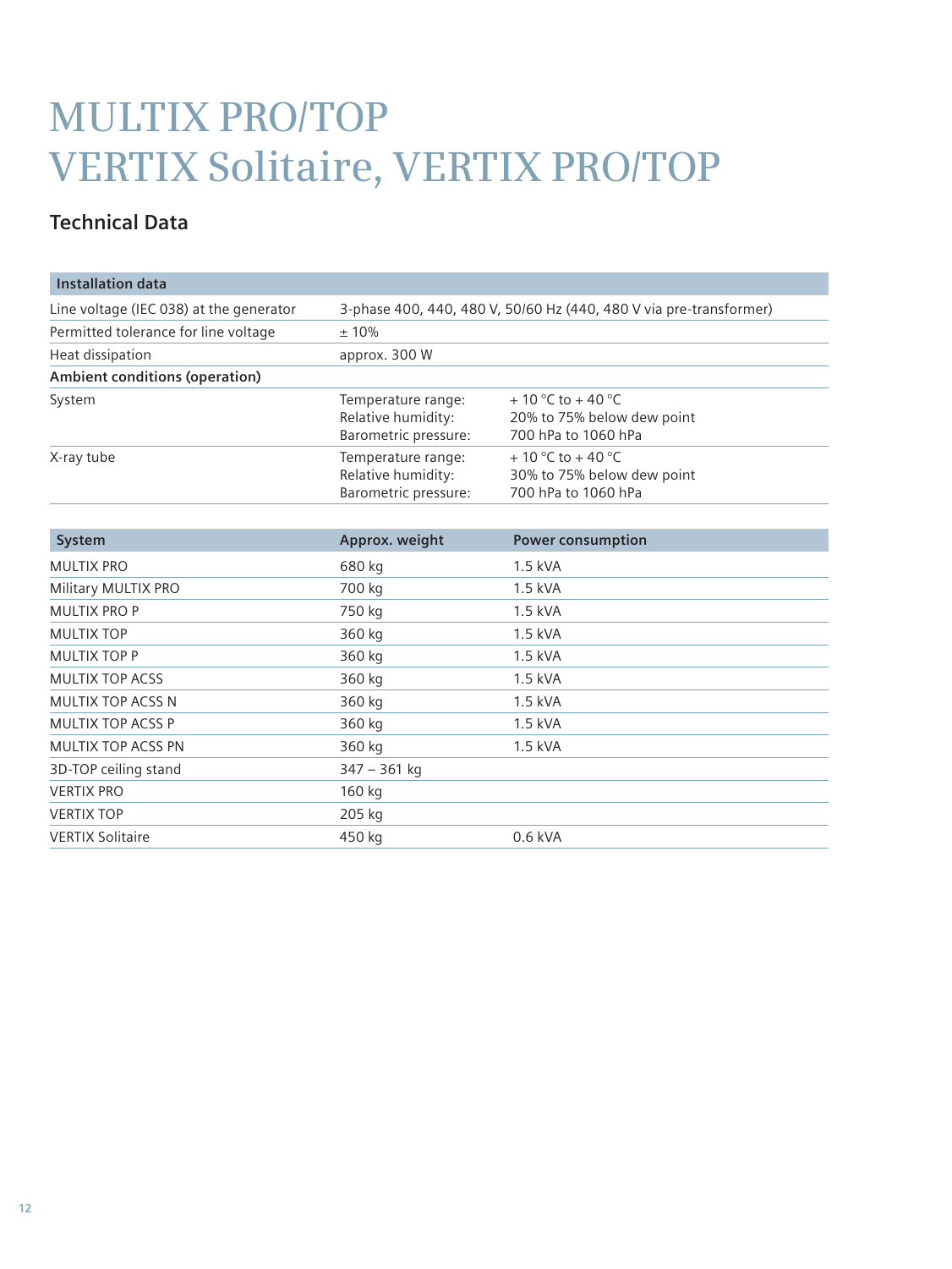# MULTIX PRO/TOP
# VERTIX Solitaire, VERTIX PRO/TOP

## Technical Data

| Installation data | | |
|---|---|---|
| Line voltage (IEC 038) at the generator | 3-phase 400, 440, 480 V, 50/60 Hz (440, 480 V via pre-transformer) | |
| Permitted tolerance for line voltage | ± 10% | |
| Heat dissipation | approx. 300 W | |
| **Ambient conditions (operation)** | | |
| System | Temperature range:<br>Relative humidity:<br>Barometric pressure: | + 10 °C to + 40 °C<br>20% to 75% below dew point<br>700 hPa to 1060 hPa |
| X-ray tube | Temperature range:<br>Relative humidity:<br>Barometric pressure: | + 10 °C to + 40 °C<br>30% to 75% below dew point<br>700 hPa to 1060 hPa |

| System | Approx. weight | Power consumption |
|---|---|---|
| MULTIX PRO | 680 kg | 1.5 kVA |
| Military MULTIX PRO | 700 kg | 1.5 kVA |
| MULTIX PRO P | 750 kg | 1.5 kVA |
| MULTIX TOP | 360 kg | 1.5 kVA |
| MULTIX TOP P | 360 kg | 1.5 kVA |
| MULTIX TOP ACSS | 360 kg | 1.5 kVA |
| MULTIX TOP ACSS N | 360 kg | 1.5 kVA |
| MULTIX TOP ACSS P | 360 kg | 1.5 kVA |
| MULTIX TOP ACSS PN | 360 kg | 1.5 kVA |
| 3D-TOP ceiling stand | 347 – 361 kg | |
| VERTIX PRO | 160 kg | |
| VERTIX TOP | 205 kg | |
| VERTIX Solitaire | 450 kg | 0.6 kVA |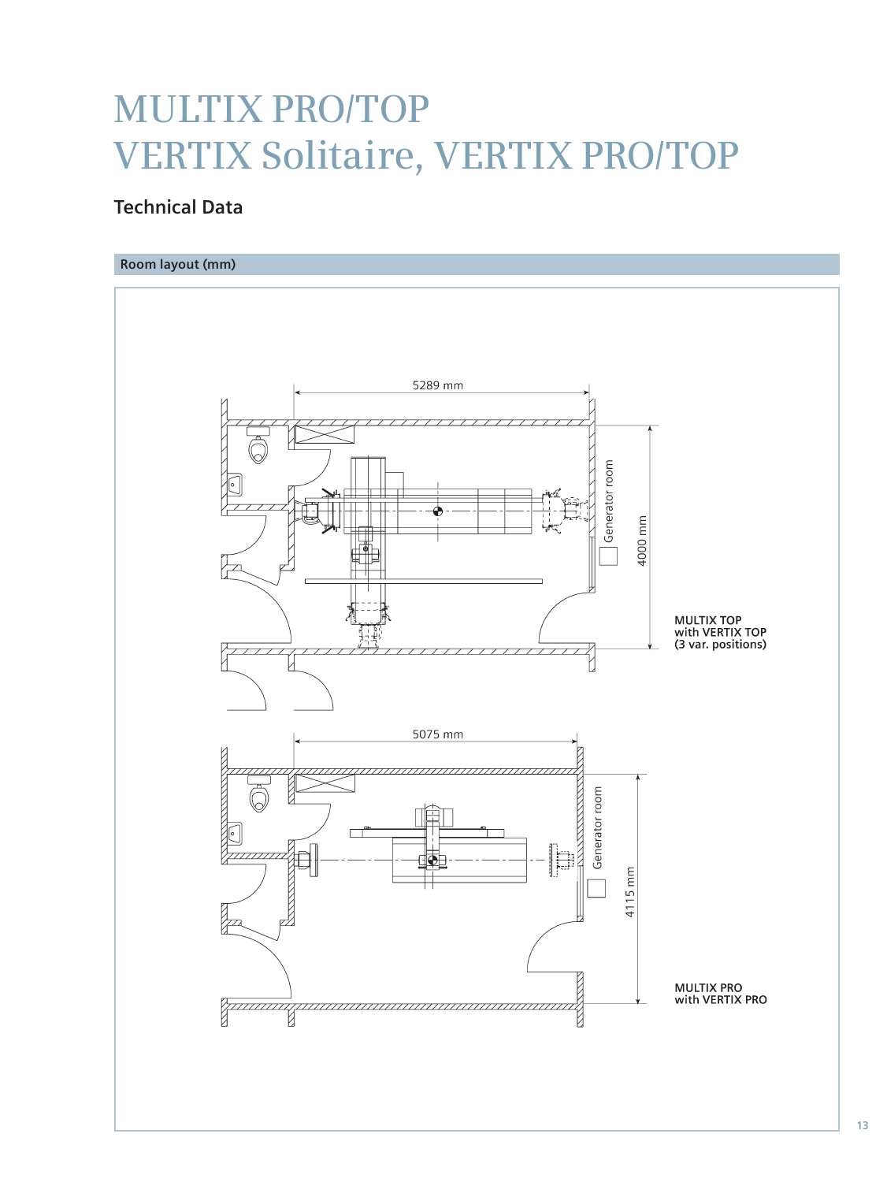# MULTIX PRO/TOP
# VERTIX Solitaire, VERTIX PRO/TOP

## Technical Data

### Room layout (mm)

5289 mm

Generator room

4000 mm

MULTIX TOP
with VERTIX TOP
(3 var. positions)

5075 mm

Generator room

4115 mm

MULTIX PRO
with VERTIX PRO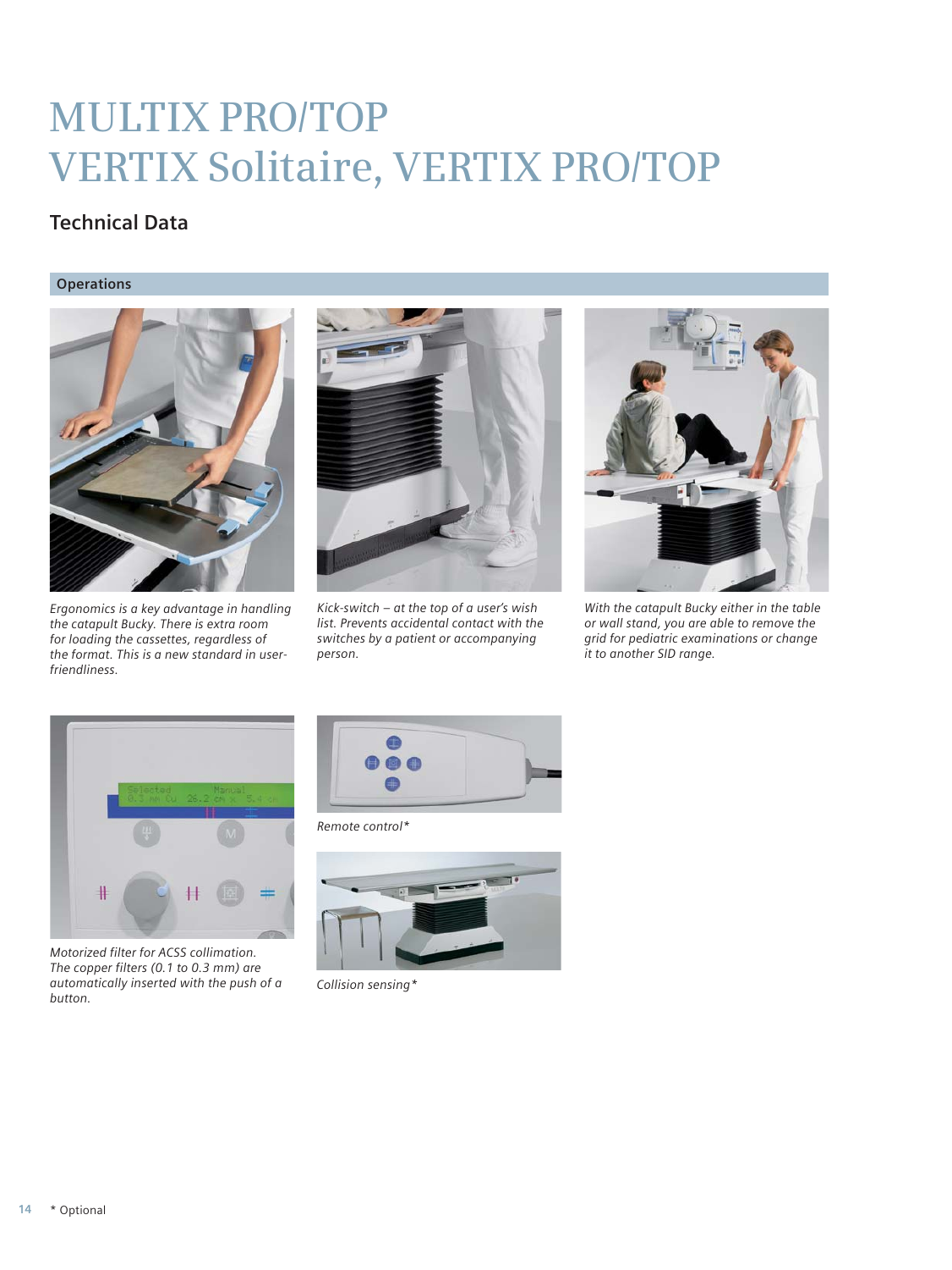# MULTIX PRO/TOP
# VERTIX Solitaire, VERTIX PRO/TOP

## Technical Data

### Operations

*Ergonomics is a key advantage in handling the catapult Bucky. There is extra room for loading the cassettes, regardless of the format. This is a new standard in user-friendliness.*

*Kick-switch – at the top of a user's wish list. Prevents accidental contact with the switches by a patient or accompanying person.*

*With the catapult Bucky either in the table or wall stand, you are able to remove the grid for pediatric examinations or change it to another SID range.*

*Motorized filter for ACSS collimation. The copper filters (0.1 to 0.3 mm) are automatically inserted with the push of a button.*

*Remote control**

*Collision sensing**

\* Optional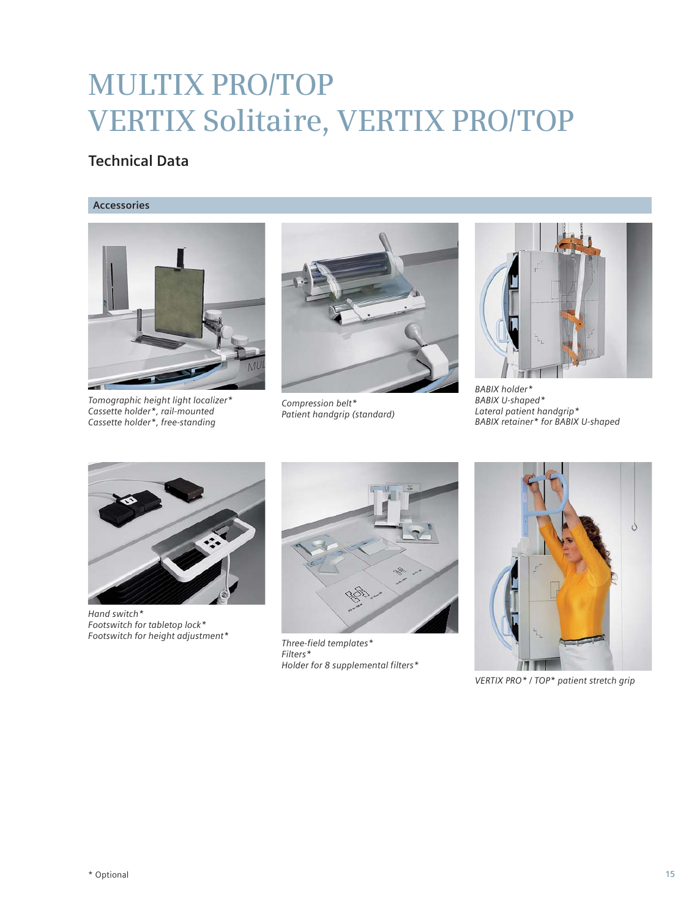# MULTIX PRO/TOP
# VERTIX Solitaire, VERTIX PRO/TOP

## Technical Data

### Accessories

*Tomographic height light localizer*\**
*Cassette holder*\*, rail-mounted*
*Cassette holder*\*, free-standing*

*Compression belt*\**
*Patient handgrip (standard)*

*BABIX holder*\**
*BABIX U-shaped*\**
*Lateral patient handgrip*\**
*BABIX retainer*\* for BABIX U-shaped*

*Hand switch*\**
*Footswitch for tabletop lock*\**
*Footswitch for height adjustment*\**

*Three-field templates*\**
*Filters*\**
*Holder for 8 supplemental filters*\**

*VERTIX PRO*\* / TOP*\* patient stretch grip*

\* Optional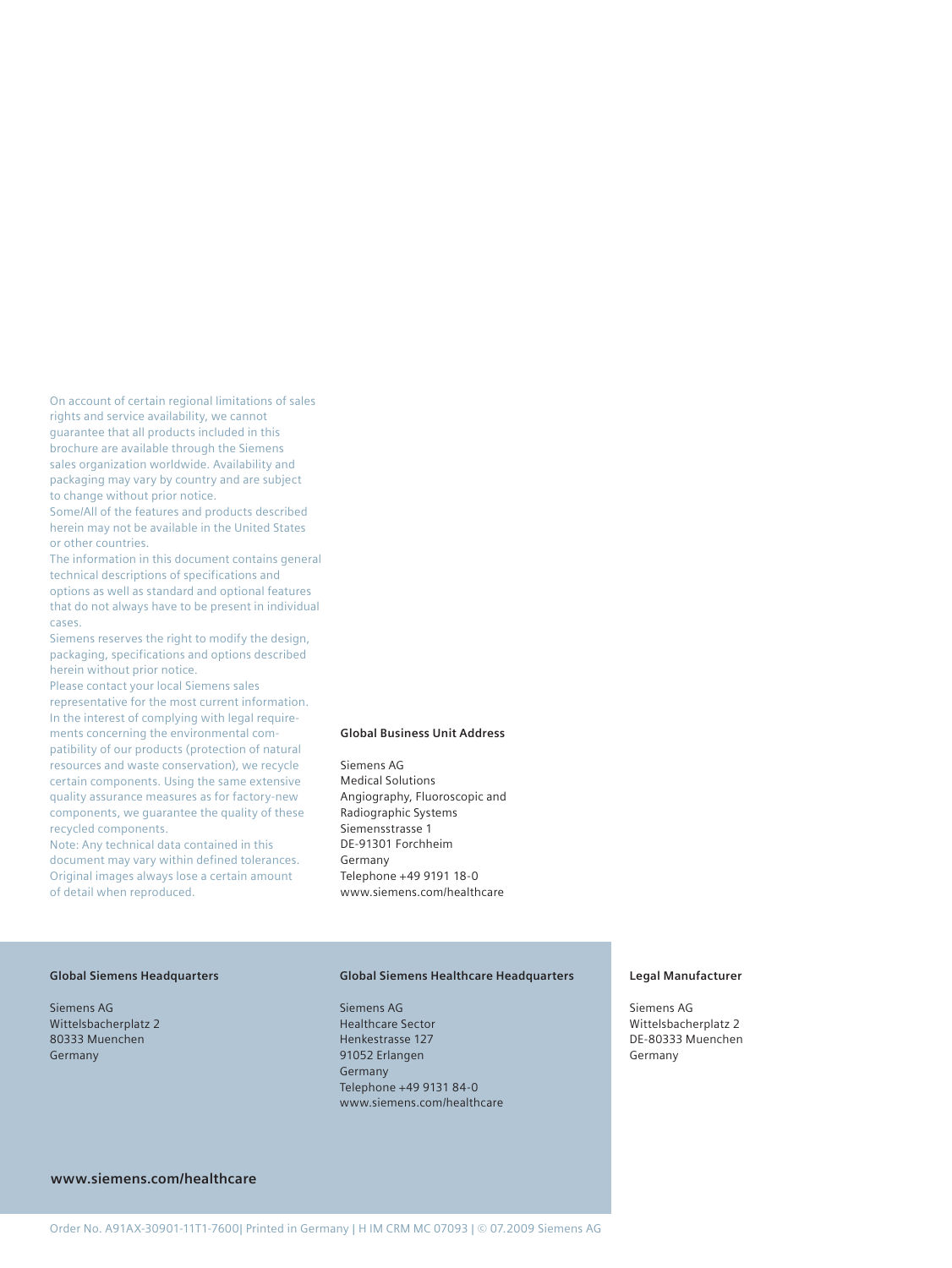On account of certain regional limitations of sales rights and service availability, we cannot guarantee that all products included in this brochure are available through the Siemens sales organization worldwide. Availability and packaging may vary by country and are subject to change without prior notice.

Some/All of the features and products described herein may not be available in the United States or other countries.

The information in this document contains general technical descriptions of specifications and options as well as standard and optional features that do not always have to be present in individual cases.

Siemens reserves the right to modify the design, packaging, specifications and options described herein without prior notice.

Please contact your local Siemens sales representative for the most current information.

In the interest of complying with legal requirements concerning the environmental compatibility of our products (protection of natural resources and waste conservation), we recycle certain components. Using the same extensive quality assurance measures as for factory-new components, we guarantee the quality of these recycled components.

Note: Any technical data contained in this document may vary within defined tolerances. Original images always lose a certain amount of detail when reproduced.

**Global Business Unit Address**

Siemens AG
Medical Solutions
Angiography, Fluoroscopic and Radiographic Systems
Siemensstrasse 1
DE-91301 Forchheim
Germany
Telephone +49 9191 18-0
www.siemens.com/healthcare

**Global Siemens Headquarters**

Siemens AG
Wittelsbacherplatz 2
80333 Muenchen
Germany

**Global Siemens Healthcare Headquarters**

Siemens AG
Healthcare Sector
Henkestrasse 127
91052 Erlangen
Germany
Telephone +49 9131 84-0
www.siemens.com/healthcare

**Legal Manufacturer**

Siemens AG
Wittelsbacherplatz 2
DE-80333 Muenchen
Germany

**www.siemens.com/healthcare**

Order No. A91AX-30901-11T1-7600| Printed in Germany | H IM CRM MC 07093 | © 07.2009 Siemens AG